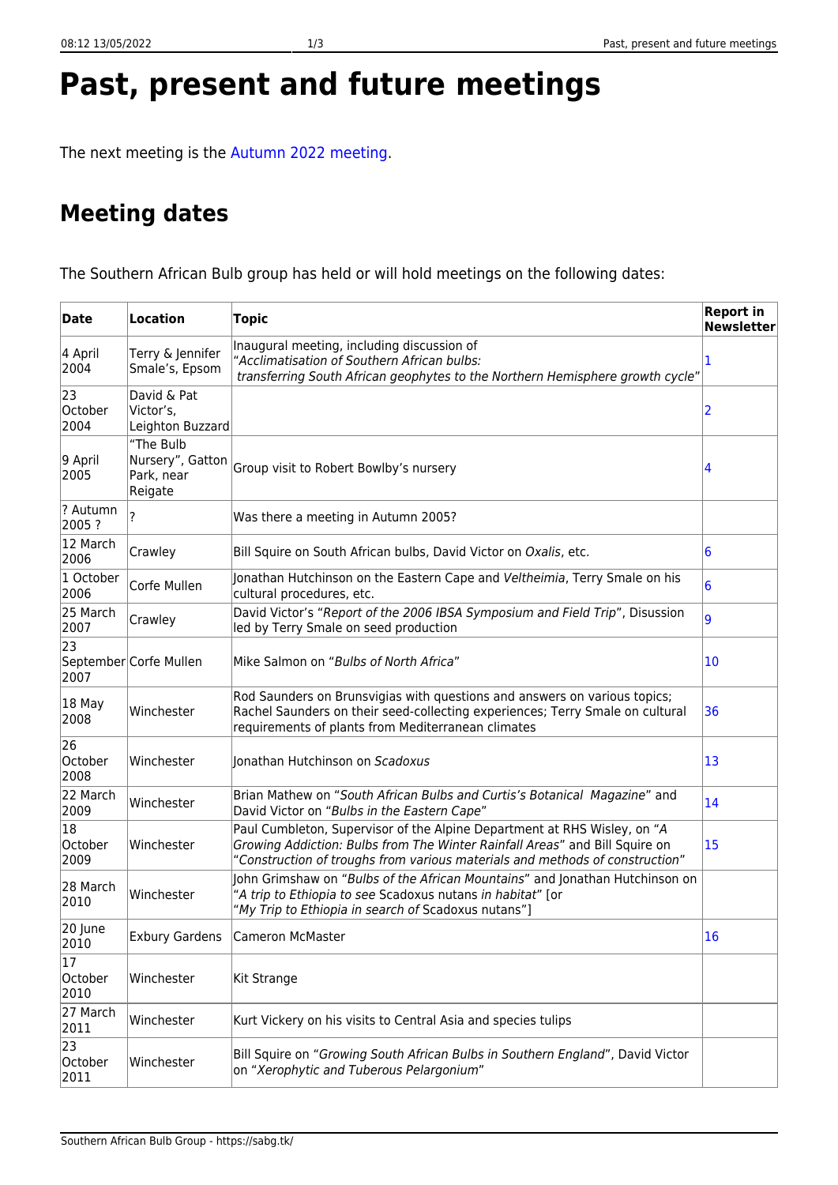# Past, present and future meetings

The next meeting is the Autumn 2022 meeting.

## Meeting dates

The Southern African Bulb group has held or will hold meetings on the following dates:

| Date | Location | Topic | Report in Newsletter |
|---|---|---|---|
| 4 April 2004 | Terry & Jennifer Smale's, Epsom | Inaugural meeting, including discussion of "*Acclimatisation of Southern African bulbs: transferring South African geophytes to the Northern Hemisphere growth cycle*" | 1 |
| 23 October 2004 | David & Pat Victor's, Leighton Buzzard | | 2 |
| 9 April 2005 | "The Bulb Nursery", Gatton Park, near Reigate | Group visit to Robert Bowlby's nursery | 4 |
| ? Autumn 2005 ? | ? | Was there a meeting in Autumn 2005? | |
| 12 March 2006 | Crawley | Bill Squire on South African bulbs, David Victor on *Oxalis*, etc. | 6 |
| 1 October 2006 | Corfe Mullen | Jonathan Hutchinson on the Eastern Cape and *Veltheimia*, Terry Smale on his cultural procedures, etc. | 6 |
| 25 March 2007 | Crawley | David Victor's "*Report of the 2006 IBSA Symposium and Field Trip*", Disussion led by Terry Smale on seed production | 9 |
| 23 September 2007 | Corfe Mullen | Mike Salmon on "*Bulbs of North Africa*" | 10 |
| 18 May 2008 | Winchester | Rod Saunders on Brunsvigias with questions and answers on various topics; Rachel Saunders on their seed-collecting experiences; Terry Smale on cultural requirements of plants from Mediterranean climates | 36 |
| 26 October 2008 | Winchester | Jonathan Hutchinson on *Scadoxus* | 13 |
| 22 March 2009 | Winchester | Brian Mathew on "*South African Bulbs and Curtis's Botanical Magazine*" and David Victor on "*Bulbs in the Eastern Cape*" | 14 |
| 18 October 2009 | Winchester | Paul Cumbleton, Supervisor of the Alpine Department at RHS Wisley, on "*A Growing Addiction: Bulbs from The Winter Rainfall Areas*" and Bill Squire on "*Construction of troughs from various materials and methods of construction*" | 15 |
| 28 March 2010 | Winchester | John Grimshaw on "*Bulbs of the African Mountains*" and Jonathan Hutchinson on "*A trip to Ethiopia to see* Scadoxus nutans *in habitat*" [or "*My Trip to Ethiopia in search of* Scadoxus nutans"] | |
| 20 June 2010 | Exbury Gardens | Cameron McMaster | 16 |
| 17 October 2010 | Winchester | Kit Strange | |
| 27 March 2011 | Winchester | Kurt Vickery on his visits to Central Asia and species tulips | |
| 23 October 2011 | Winchester | Bill Squire on "*Growing South African Bulbs in Southern England*", David Victor on "*Xerophytic and Tuberous Pelargonium*" | |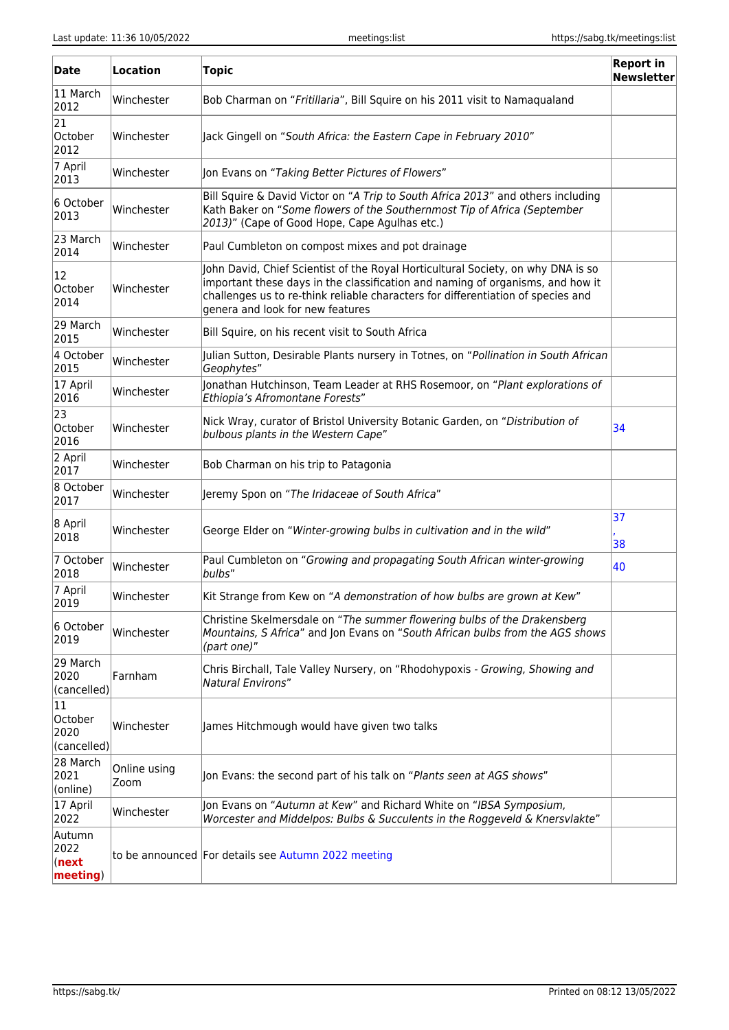| Date | Location | Topic | Report in Newsletter |
|---|---|---|---|
| 11 March 2012 | Winchester | Bob Charman on “*Fritillaria*”, Bill Squire on his 2011 visit to Namaqualand | |
| 21 October 2012 | Winchester | Jack Gingell on “*South Africa: the Eastern Cape in February 2010*” | |
| 7 April 2013 | Winchester | Jon Evans on “*Taking Better Pictures of Flowers*” | |
| 6 October 2013 | Winchester | Bill Squire & David Victor on “*A Trip to South Africa 2013*” and others including Kath Baker on “*Some flowers of the Southernmost Tip of Africa (September 2013)*” (Cape of Good Hope, Cape Agulhas etc.) | |
| 23 March 2014 | Winchester | Paul Cumbleton on compost mixes and pot drainage | |
| 12 October 2014 | Winchester | John David, Chief Scientist of the Royal Horticultural Society, on why DNA is so important these days in the classification and naming of organisms, and how it challenges us to re-think reliable characters for differentiation of species and genera and look for new features | |
| 29 March 2015 | Winchester | Bill Squire, on his recent visit to South Africa | |
| 4 October 2015 | Winchester | Julian Sutton, Desirable Plants nursery in Totnes, on “*Pollination in South African Geophytes*” | |
| 17 April 2016 | Winchester | Jonathan Hutchinson, Team Leader at RHS Rosemoor, on “*Plant explorations of Ethiopia’s Afromontane Forests*” | |
| 23 October 2016 | Winchester | Nick Wray, curator of Bristol University Botanic Garden, on “*Distribution of bulbous plants in the Western Cape*” | 34 |
| 2 April 2017 | Winchester | Bob Charman on his trip to Patagonia | |
| 8 October 2017 | Winchester | Jeremy Spon on “*The Iridaceae of South Africa*” | |
| 8 April 2018 | Winchester | George Elder on “*Winter-growing bulbs in cultivation and in the wild*” | 37, 38 |
| 7 October 2018 | Winchester | Paul Cumbleton on “*Growing and propagating South African winter-growing bulbs*” | 40 |
| 7 April 2019 | Winchester | Kit Strange from Kew on “*A demonstration of how bulbs are grown at Kew*” | |
| 6 October 2019 | Winchester | Christine Skelmersdale on “*The summer flowering bulbs of the Drakensberg Mountains, S Africa*” and Jon Evans on “*South African bulbs from the AGS shows (part one)*” | |
| 29 March 2020 (cancelled) | Farnham | Chris Birchall, Tale Valley Nursery, on “Rhodohypoxis - *Growing, Showing and Natural Environs*” | |
| 11 October 2020 (cancelled) | Winchester | James Hitchmough would have given two talks | |
| 28 March 2021 (online) | Online using Zoom | Jon Evans: the second part of his talk on “*Plants seen at AGS shows*” | |
| 17 April 2022 | Winchester | Jon Evans on “*Autumn at Kew*” and Richard White on “*IBSA Symposium, Worcester and Middelpos: Bulbs & Succulents in the Roggeveld & Knersvlakte*” | |
| Autumn 2022 (**next meeting**) | to be announced | For details see Autumn 2022 meeting | |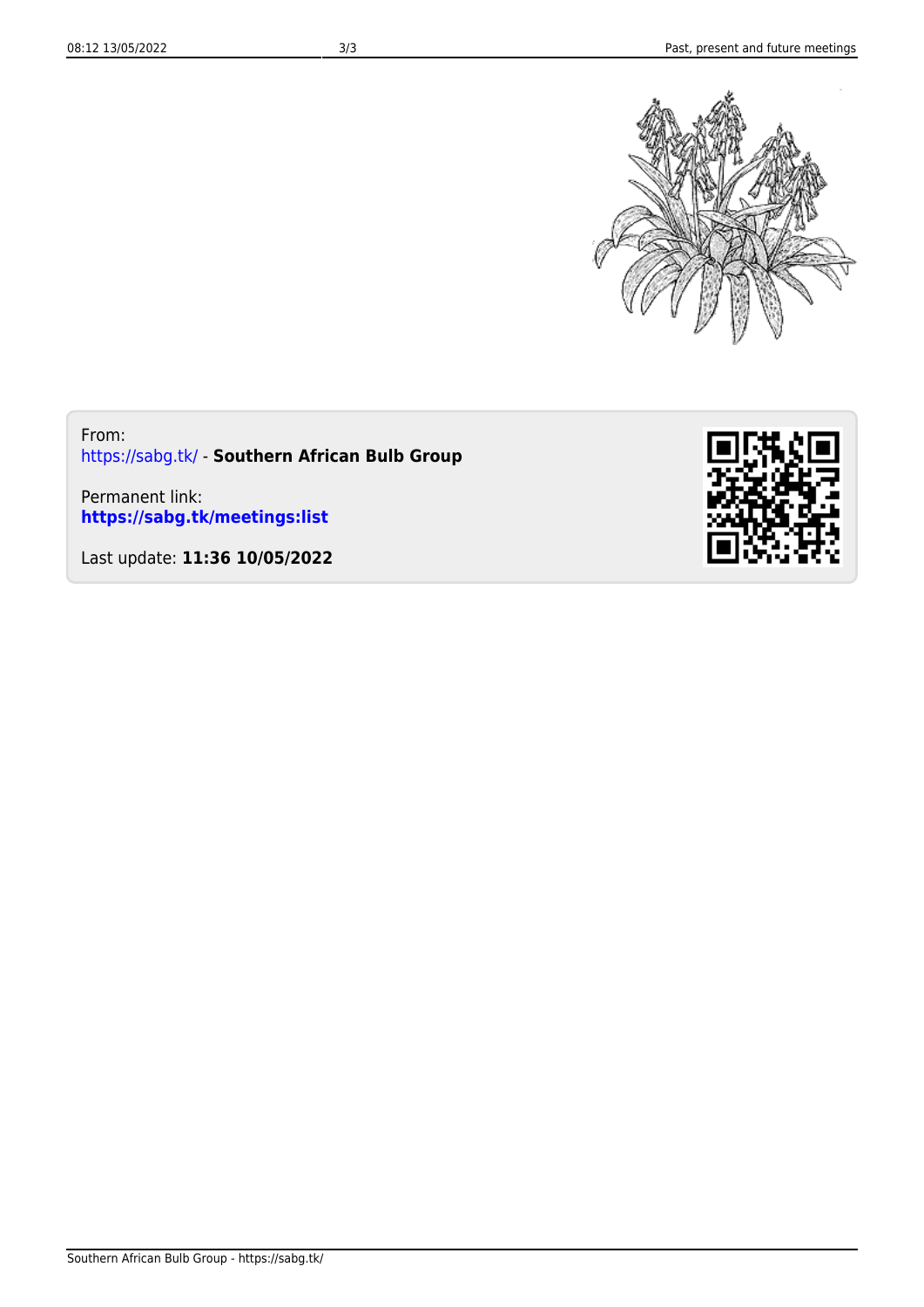From:
https://sabg.tk/ - **Southern African Bulb Group**

Permanent link:
**https://sabg.tk/meetings:list**

Last update: **11:36 10/05/2022**